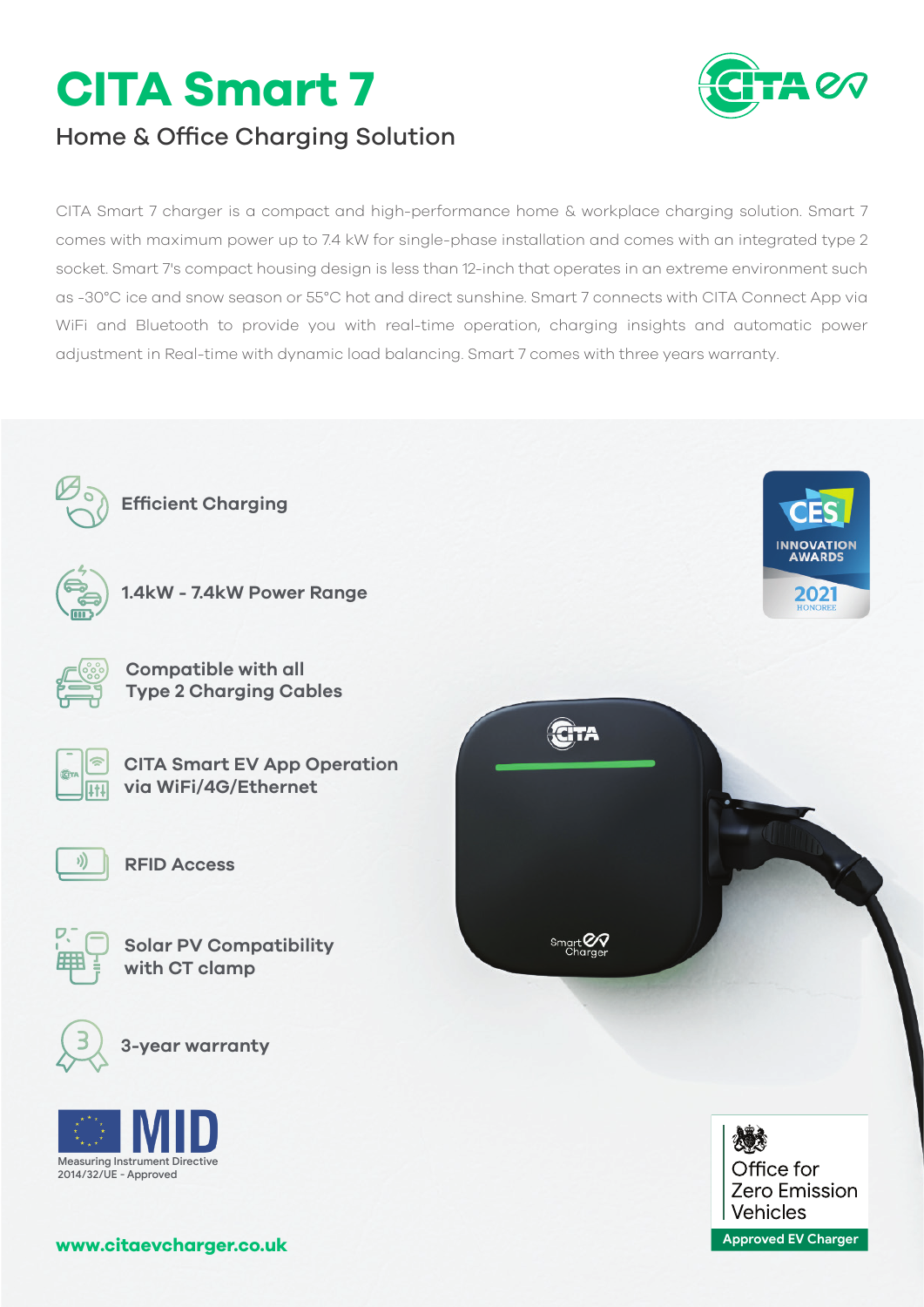# CITA Smart 7

## Home & Office Charging Solution

CITA Smart 7 charger is a compact and high-performance home & workplace charging solution. Smart 7 comes with maximum power up to 7.4 kW for single-phase installation and comes with an integrated type 2 socket. Smart 7's compact housing design is less than 12-inch that operates in an extreme environment such as -30°C ice and snow season or 55°C hot and direct sunshine. Smart 7 connects with CITA Connect App via WiFi and Bluetooth to provide you with real-time operation, charging insights and automatic power adjustment in Real-time with dynamic load balancing. Smart 7 comes with three years warranty.

- **Efficient Charging**
- **1.4kW - 7.4kW Power Range**
- **Compatible with all Type 2 Charging Cables**
- **CITA Smart EV App Operation via WiFi/4G/Ethernet**
- **RFID Access**
- **Solar PV Compatibility with CT clamp**
- **3-year warranty**

CES Innovation Awards 2021 Honoree

MID
Measuring Instrument Directive 2014/32/UE - Approved

Office for Zero Emission Vehicles
Approved EV Charger

**www.citaevcharger.co.uk**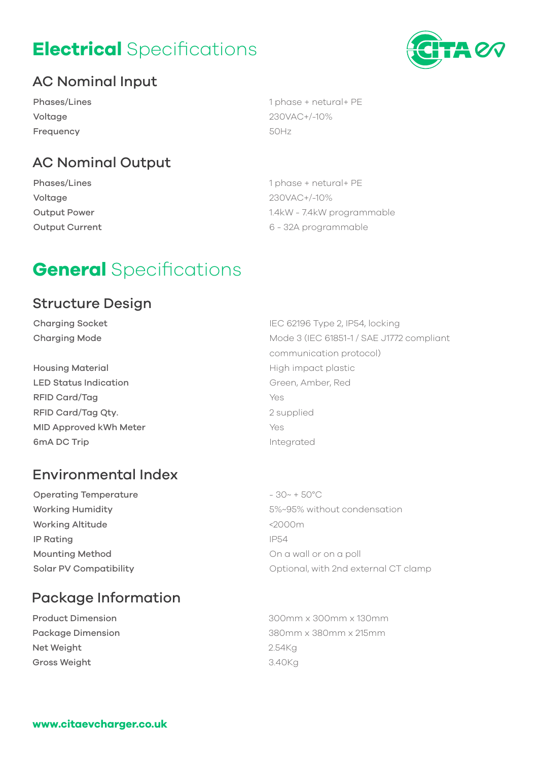# **Electrical** Specifications

## AC Nominal Input

| | |
|---|---|
| Phases/Lines | 1 phase + netural+ PE |
| Voltage | 230VAC+/-10% |
| Frequency | 50Hz |

## AC Nominal Output

| | |
|---|---|
| Phases/Lines | 1 phase + netural+ PE |
| Voltage | 230VAC+/-10% |
| Output Power | 1.4kW - 7.4kW programmable |
| Output Current | 6 - 32A programmable |

# **General** Specifications

## Structure Design

| | |
|---|---|
| Charging Socket | IEC 62196 Type 2, IP54, locking |
| Charging Mode | Mode 3 (IEC 61851-1 / SAE J1772 compliant communication protocol) |
| Housing Material | High impact plastic |
| LED Status Indication | Green, Amber, Red |
| RFID Card/Tag | Yes |
| RFID Card/Tag Qty. | 2 supplied |
| MID Approved kWh Meter | Yes |
| 6mA DC Trip | Integrated |

## Environmental Index

| | |
|---|---|
| Operating Temperature | - 30~ + 50°C |
| Working Humidity | 5%~95% without condensation |
| Working Altitude | <2000m |
| IP Rating | IP54 |
| Mounting Method | On a wall or on a poll |
| Solar PV Compatibility | Optional, with 2nd external CT clamp |

## Package Information

| | |
|---|---|
| Product Dimension | 300mm x 300mm x 130mm |
| Package Dimension | 380mm x 380mm x 215mm |
| Net Weight | 2.54Kg |
| Gross Weight | 3.40Kg |

**www.citaevcharger.co.uk**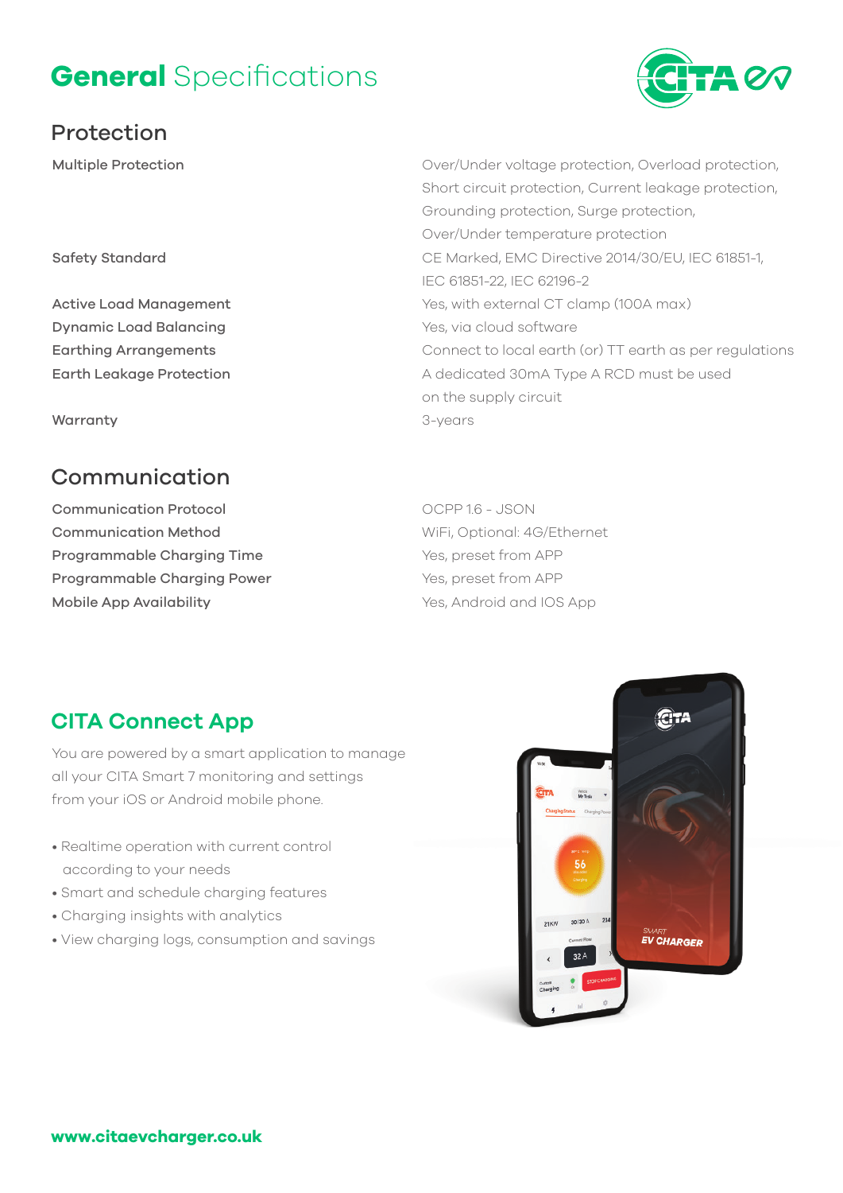# **General** Specifications

## Protection

| | |
|---|---|
| Multiple Protection | Over/Under voltage protection, Overload protection, Short circuit protection, Current leakage protection, Grounding protection, Surge protection, Over/Under temperature protection |
| Safety Standard | CE Marked, EMC Directive 2014/30/EU, IEC 61851-1, IEC 61851-22, IEC 62196-2 |
| Active Load Management | Yes, with external CT clamp (100A max) |
| Dynamic Load Balancing | Yes, via cloud software |
| Earthing Arrangements | Connect to local earth (or) TT earth as per regulations |
| Earth Leakage Protection | A dedicated 30mA Type A RCD must be used on the supply circuit |
| Warranty | 3-years |

## Communication

| | |
|---|---|
| Communication Protocol | OCPP 1.6 - JSON |
| Communication Method | WiFi, Optional: 4G/Ethernet |
| Programmable Charging Time | Yes, preset from APP |
| Programmable Charging Power | Yes, preset from APP |
| Mobile App Availability | Yes, Android and IOS App |

## CITA Connect App

You are powered by a smart application to manage all your CITA Smart 7 monitoring and settings from your iOS or Android mobile phone.

- Realtime operation with current control according to your needs
- Smart and schedule charging features
- Charging insights with analytics
- View charging logs, consumption and savings

**www.citaevcharger.co.uk**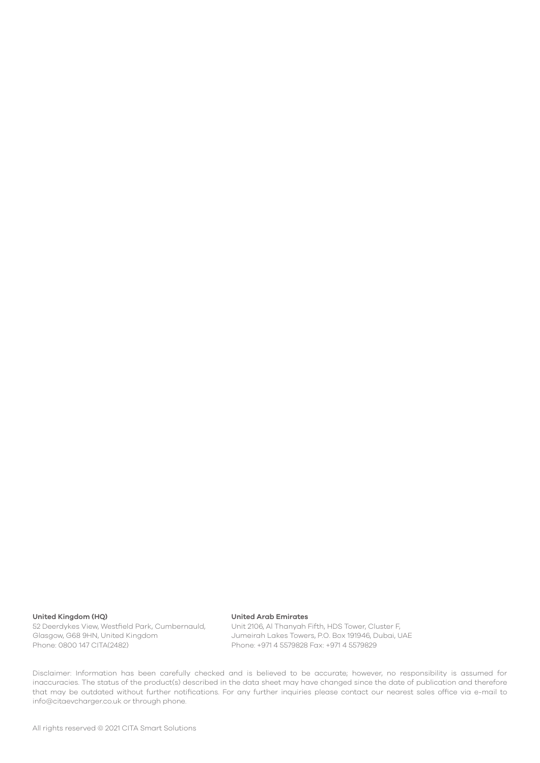**United Kingdom (HQ)**
52 Deerdykes View, Westfield Park, Cumbernauld,
Glasgow, G68 9HN, United Kingdom
Phone: 0800 147 CITA(2482)

**United Arab Emirates**
Unit 2106, Al Thanyah Fifth, HDS Tower, Cluster F,
Jumeirah Lakes Towers, P.O. Box 191946, Dubai, UAE
Phone: +971 4 5579828 Fax: +971 4 5579829

Disclaimer: Information has been carefully checked and is believed to be accurate; however, no responsibility is assumed for inaccuracies. The status of the product(s) described in the data sheet may have changed since the date of publication and therefore that may be outdated without further notifications. For any further inquiries please contact our nearest sales office via e-mail to info@citaevcharger.co.uk or through phone.

All rights reserved © 2021 CITA Smart Solutions